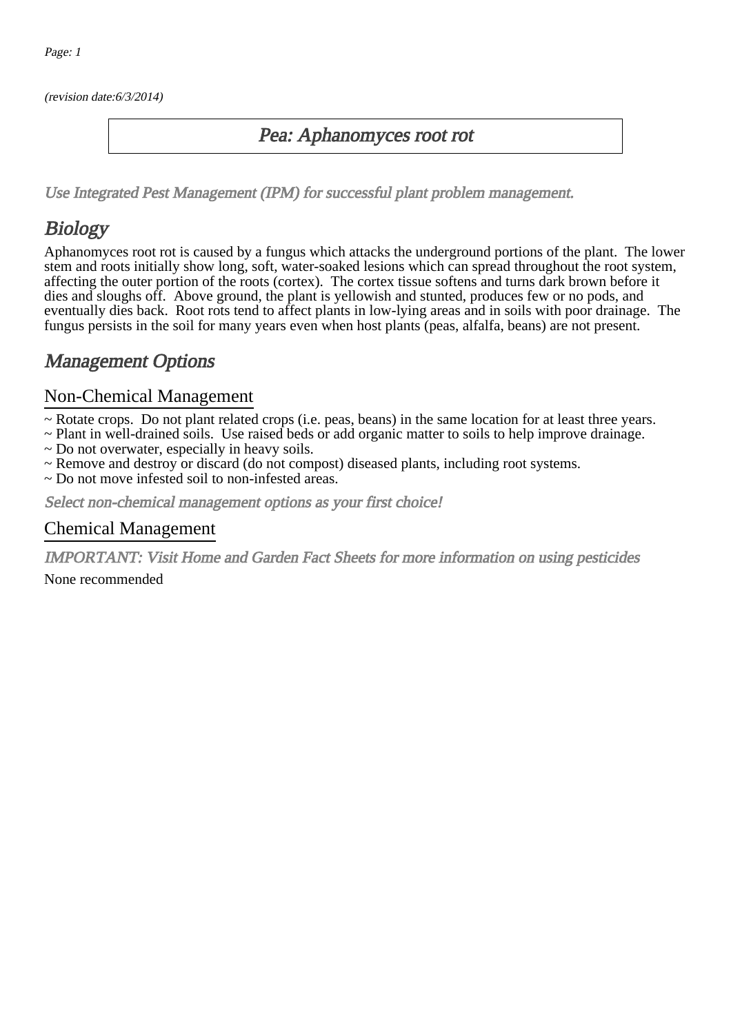*(revision date:6/3/2014)*

# *Pea: Aphanomyces root rot*

*Use Integrated Pest Management (IPM) for successful plant problem management.*

## *Biology*

Aphanomyces root rot is caused by a fungus which attacks the underground portions of the plant. The lower stem and roots initially show long, soft, water-soaked lesions which can spread throughout the root system, affecting the outer portion of the roots (cortex). The cortex tissue softens and turns dark brown before it dies and sloughs off. Above ground, the plant is yellowish and stunted, produces few or no pods, and eventually dies back. Root rots tend to affect plants in low-lying areas and in soils with poor drainage. The fungus persists in the soil for many years even when host plants (peas, alfalfa, beans) are not present.

## *Management Options*

### Non-Chemical Management

~ Rotate crops. Do not plant related crops (i.e. peas, beans) in the same location for at least three years.
~ Plant in well-drained soils. Use raised beds or add organic matter to soils to help improve drainage.
~ Do not overwater, especially in heavy soils.
~ Remove and destroy or discard (do not compost) diseased plants, including root systems.
~ Do not move infested soil to non-infested areas.

*Select non-chemical management options as your first choice!*

### Chemical Management

*IMPORTANT: Visit Home and Garden Fact Sheets for more information on using pesticides*

None recommended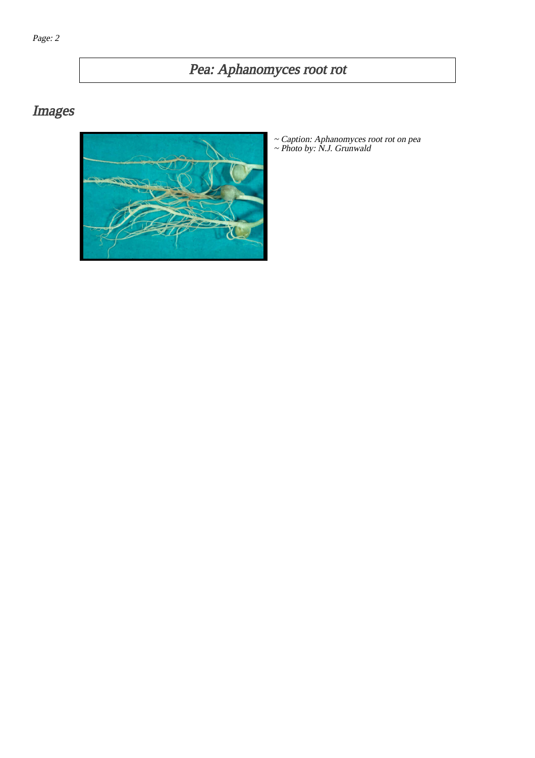# Pea: Aphanomyces root rot

## Images

~ Caption: Aphanomyces root rot on pea
~ Photo by: N.J. Grunwald